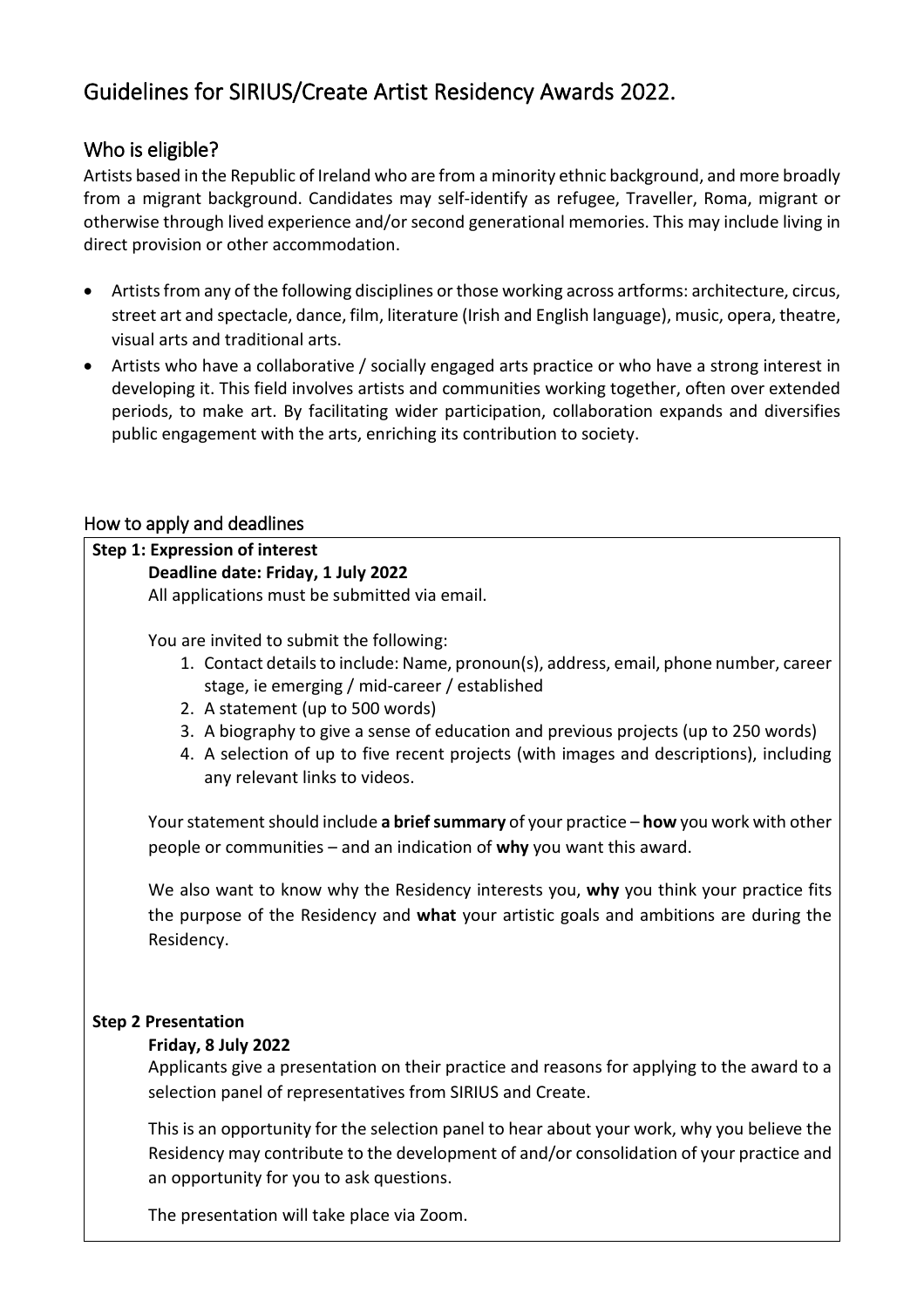# Guidelines for SIRIUS/Create Artist Residency Awards 2022.

## Who is eligible?

Artists based in the Republic of Ireland who are from a minority ethnic background, and more broadly from a migrant background. Candidates may self-identify as refugee, Traveller, Roma, migrant or otherwise through lived experience and/or second generational memories. This may include living in direct provision or other accommodation.

- Artists from any of the following disciplines or those working across artforms: architecture, circus, street art and spectacle, dance, film, literature (Irish and English language), music, opera, theatre, visual arts and traditional arts.
- Artists who have a collaborative / socially engaged arts practice or who have a strong interest in developing it. This field involves artists and communities working together, often over extended periods, to make art. By facilitating wider participation, collaboration expands and diversifies public engagement with the arts, enriching its contribution to society.

## How to apply and deadlines

**Step 1: Expression of interest**

**Deadline date: Friday, 1 July 2022**

All applications must be submitted via email.

You are invited to submit the following:

1. Contact details to include: Name, pronoun(s), address, email, phone number, career stage, ie emerging / mid-career / established
2. A statement (up to 500 words)
3. A biography to give a sense of education and previous projects (up to 250 words)
4. A selection of up to five recent projects (with images and descriptions), including any relevant links to videos.

Your statement should include **a brief summary** of your practice – **how** you work with other people or communities – and an indication of **why** you want this award.

We also want to know why the Residency interests you, **why** you think your practice fits the purpose of the Residency and **what** your artistic goals and ambitions are during the Residency.

**Step 2 Presentation**

**Friday, 8 July 2022**

Applicants give a presentation on their practice and reasons for applying to the award to a selection panel of representatives from SIRIUS and Create.

This is an opportunity for the selection panel to hear about your work, why you believe the Residency may contribute to the development of and/or consolidation of your practice and an opportunity for you to ask questions.

The presentation will take place via Zoom.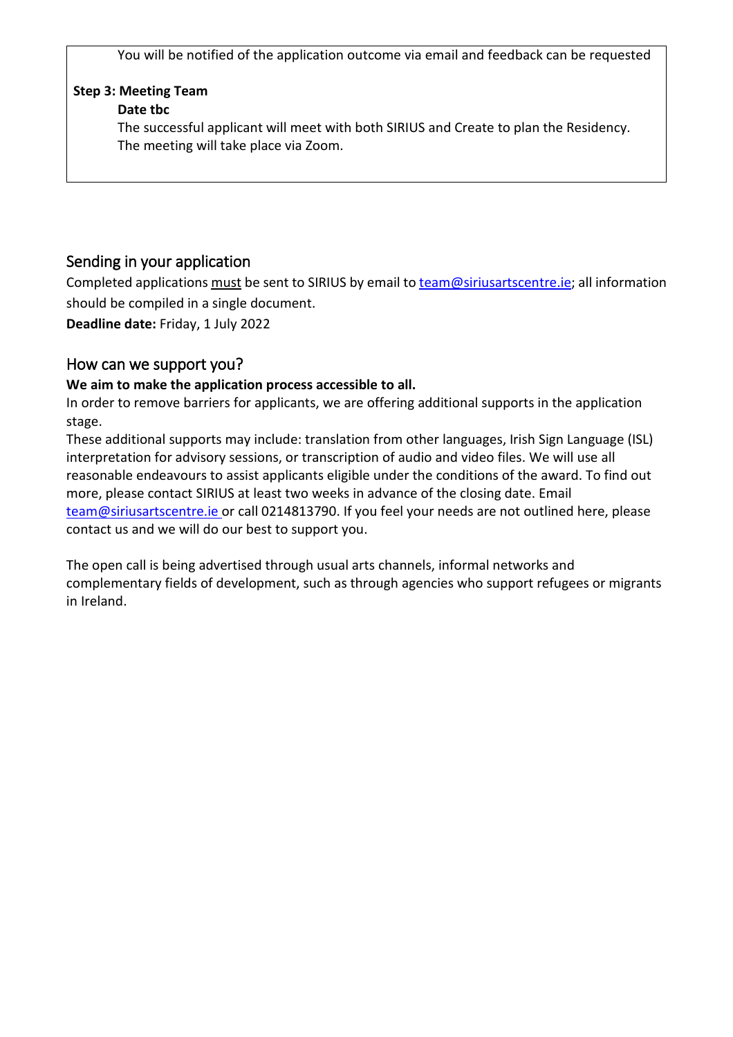You will be notified of the application outcome via email and feedback can be requested

**Step 3: Meeting Team**

**Date tbc**

The successful applicant will meet with both SIRIUS and Create to plan the Residency. The meeting will take place via Zoom.

## Sending in your application

Completed applications must be sent to SIRIUS by email to team@siriusartscentre.ie; all information should be compiled in a single document.

**Deadline date:** Friday, 1 July 2022

## How can we support you?

**We aim to make the application process accessible to all.**

In order to remove barriers for applicants, we are offering additional supports in the application stage.

These additional supports may include: translation from other languages, Irish Sign Language (ISL) interpretation for advisory sessions, or transcription of audio and video files. We will use all reasonable endeavours to assist applicants eligible under the conditions of the award. To find out more, please contact SIRIUS at least two weeks in advance of the closing date. Email team@siriusartscentre.ie or call 0214813790. If you feel your needs are not outlined here, please contact us and we will do our best to support you.

The open call is being advertised through usual arts channels, informal networks and complementary fields of development, such as through agencies who support refugees or migrants in Ireland.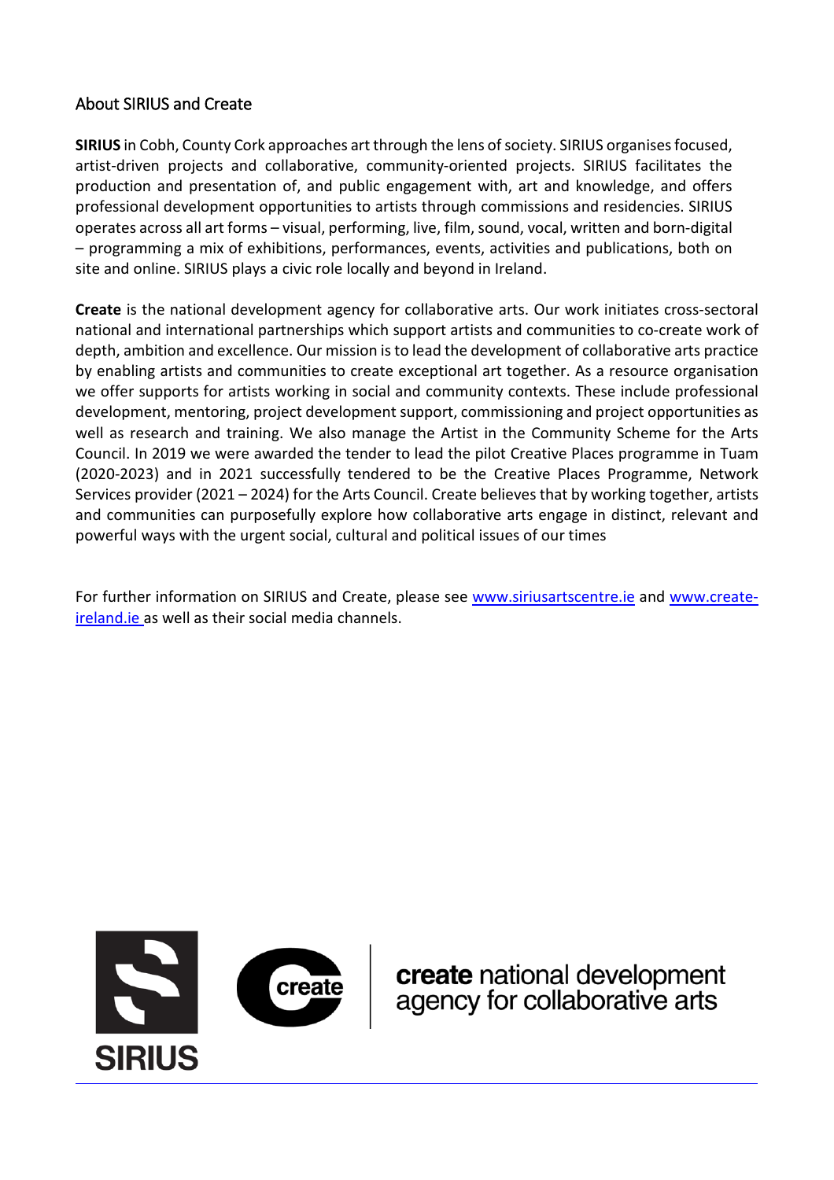## About SIRIUS and Create

**SIRIUS** in Cobh, County Cork approaches art through the lens of society. SIRIUS organises focused, artist-driven projects and collaborative, community-oriented projects. SIRIUS facilitates the production and presentation of, and public engagement with, art and knowledge, and offers professional development opportunities to artists through commissions and residencies. SIRIUS operates across all art forms – visual, performing, live, film, sound, vocal, written and born-digital – programming a mix of exhibitions, performances, events, activities and publications, both on site and online. SIRIUS plays a civic role locally and beyond in Ireland.

**Create** is the national development agency for collaborative arts. Our work initiates cross-sectoral national and international partnerships which support artists and communities to co-create work of depth, ambition and excellence. Our mission is to lead the development of collaborative arts practice by enabling artists and communities to create exceptional art together. As a resource organisation we offer supports for artists working in social and community contexts. These include professional development, mentoring, project development support, commissioning and project opportunities as well as research and training. We also manage the Artist in the Community Scheme for the Arts Council. In 2019 we were awarded the tender to lead the pilot Creative Places programme in Tuam (2020-2023) and in 2021 successfully tendered to be the Creative Places Programme, Network Services provider (2021 – 2024) for the Arts Council. Create believes that by working together, artists and communities can purposefully explore how collaborative arts engage in distinct, relevant and powerful ways with the urgent social, cultural and political issues of our times

For further information on SIRIUS and Create, please see www.siriusartscentre.ie and www.create-ireland.ie as well as their social media channels.

SIRIUS

create

**create** national development agency for collaborative arts